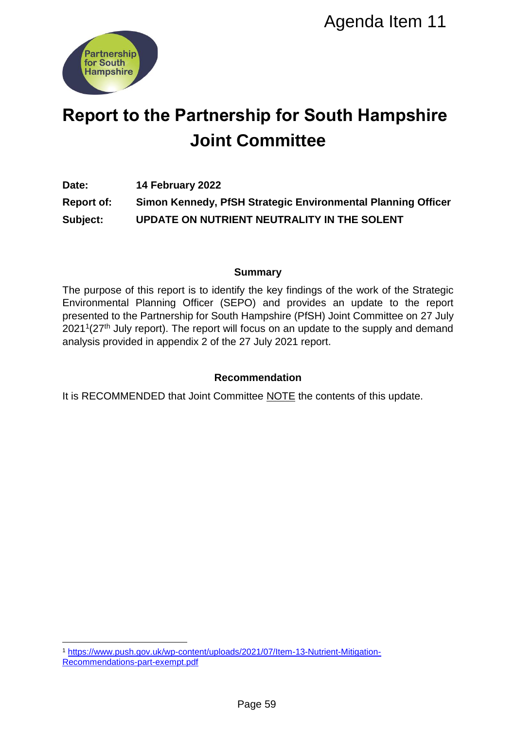Agenda Item 11

# Report to the Partnership for South Hampshire Joint Committee

**Date:** 14 February 2022

**Report of:** Simon Kennedy, PfSH Strategic Environmental Planning Officer

**Subject:** UPDATE ON NUTRIENT NEUTRALITY IN THE SOLENT

## Summary

The purpose of this report is to identify the key findings of the work of the Strategic Environmental Planning Officer (SEPO) and provides an update to the report presented to the Partnership for South Hampshire (PfSH) Joint Committee on 27 July 2021[1](27th July report). The report will focus on an update to the supply and demand analysis provided in appendix 2 of the 27 July 2021 report.

## Recommendation

It is RECOMMENDED that Joint Committee NOTE the contents of this update.

---

[1] https://www.push.gov.uk/wp-content/uploads/2021/07/Item-13-Nutrient-Mitigation-Recommendations-part-exempt.pdf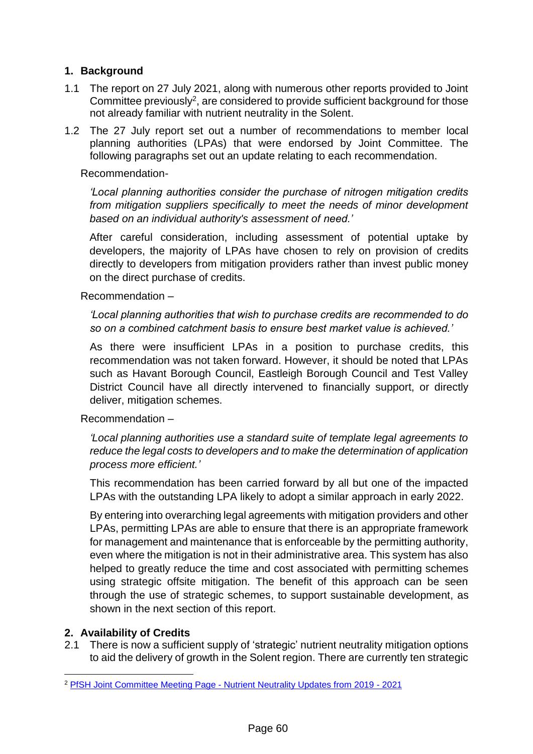## 1. Background

1.1 The report on 27 July 2021, along with numerous other reports provided to Joint Committee previously[2], are considered to provide sufficient background for those not already familiar with nutrient neutrality in the Solent.

1.2 The 27 July report set out a number of recommendations to member local planning authorities (LPAs) that were endorsed by Joint Committee. The following paragraphs set out an update relating to each recommendation.

Recommendation-

*'Local planning authorities consider the purchase of nitrogen mitigation credits from mitigation suppliers specifically to meet the needs of minor development based on an individual authority's assessment of need.'*

After careful consideration, including assessment of potential uptake by developers, the majority of LPAs have chosen to rely on provision of credits directly to developers from mitigation providers rather than invest public money on the direct purchase of credits.

Recommendation –

*'Local planning authorities that wish to purchase credits are recommended to do so on a combined catchment basis to ensure best market value is achieved.'*

As there were insufficient LPAs in a position to purchase credits, this recommendation was not taken forward. However, it should be noted that LPAs such as Havant Borough Council, Eastleigh Borough Council and Test Valley District Council have all directly intervened to financially support, or directly deliver, mitigation schemes.

Recommendation –

*'Local planning authorities use a standard suite of template legal agreements to reduce the legal costs to developers and to make the determination of application process more efficient.'*

This recommendation has been carried forward by all but one of the impacted LPAs with the outstanding LPA likely to adopt a similar approach in early 2022.

By entering into overarching legal agreements with mitigation providers and other LPAs, permitting LPAs are able to ensure that there is an appropriate framework for management and maintenance that is enforceable by the permitting authority, even where the mitigation is not in their administrative area. This system has also helped to greatly reduce the time and cost associated with permitting schemes using strategic offsite mitigation. The benefit of this approach can be seen through the use of strategic schemes, to support sustainable development, as shown in the next section of this report.

## 2. Availability of Credits

2.1 There is now a sufficient supply of 'strategic' nutrient neutrality mitigation options to aid the delivery of growth in the Solent region. There are currently ten strategic

[2] PfSH Joint Committee Meeting Page - Nutrient Neutrality Updates from 2019 - 2021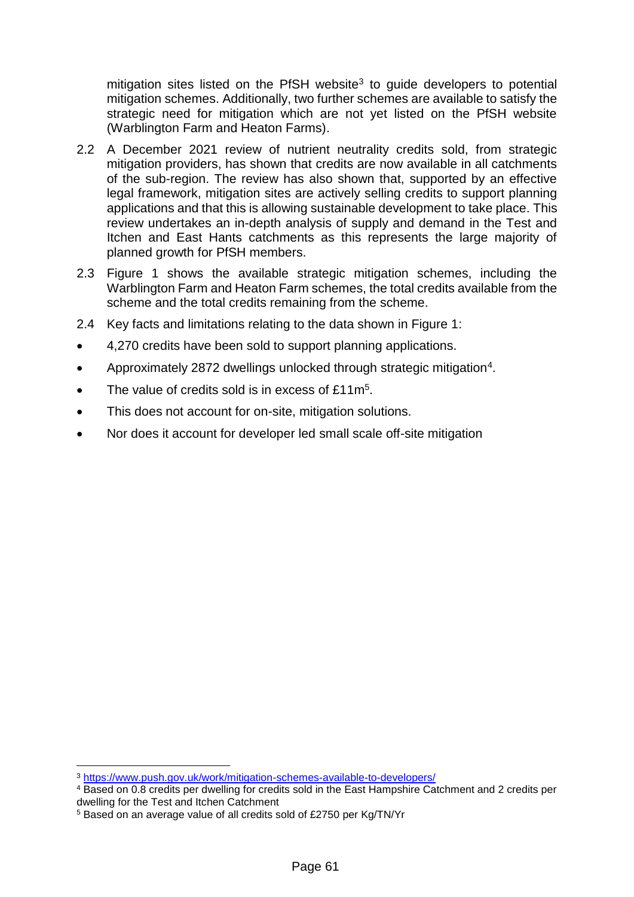mitigation sites listed on the PfSH website[3] to guide developers to potential mitigation schemes. Additionally, two further schemes are available to satisfy the strategic need for mitigation which are not yet listed on the PfSH website (Warblington Farm and Heaton Farms).

2.2 A December 2021 review of nutrient neutrality credits sold, from strategic mitigation providers, has shown that credits are now available in all catchments of the sub-region. The review has also shown that, supported by an effective legal framework, mitigation sites are actively selling credits to support planning applications and that this is allowing sustainable development to take place. This review undertakes an in-depth analysis of supply and demand in the Test and Itchen and East Hants catchments as this represents the large majority of planned growth for PfSH members.

2.3 Figure 1 shows the available strategic mitigation schemes, including the Warblington Farm and Heaton Farm schemes, the total credits available from the scheme and the total credits remaining from the scheme.

2.4 Key facts and limitations relating to the data shown in Figure 1:

- 4,270 credits have been sold to support planning applications.
- Approximately 2872 dwellings unlocked through strategic mitigation[4].
- The value of credits sold is in excess of £11m[5].
- This does not account for on-site, mitigation solutions.
- Nor does it account for developer led small scale off-site mitigation

[3] https://www.push.gov.uk/work/mitigation-schemes-available-to-developers/

[4] Based on 0.8 credits per dwelling for credits sold in the East Hampshire Catchment and 2 credits per dwelling for the Test and Itchen Catchment

[5] Based on an average value of all credits sold of £2750 per Kg/TN/Yr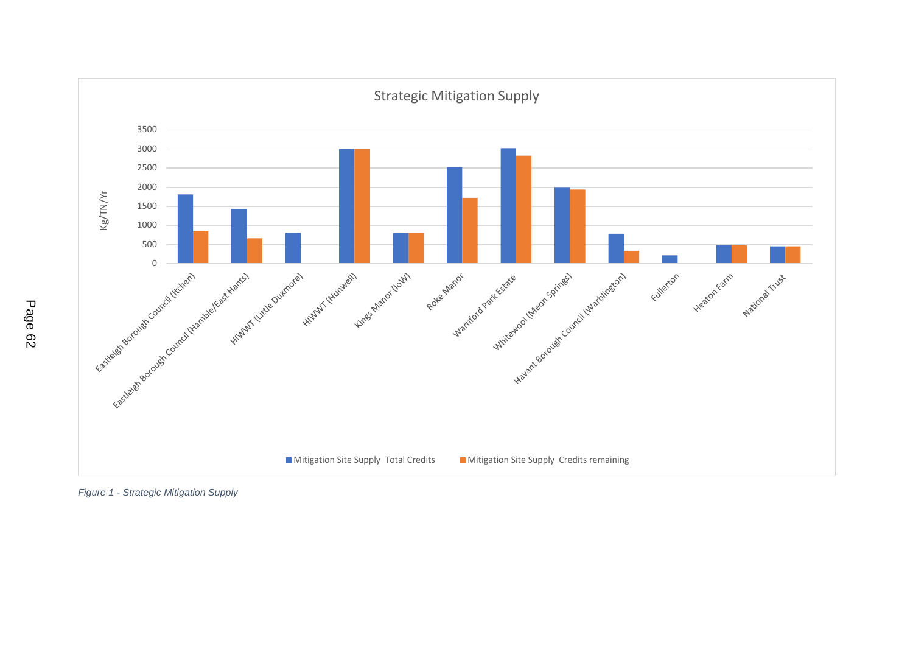Figure 1 - Strategic Mitigation Supply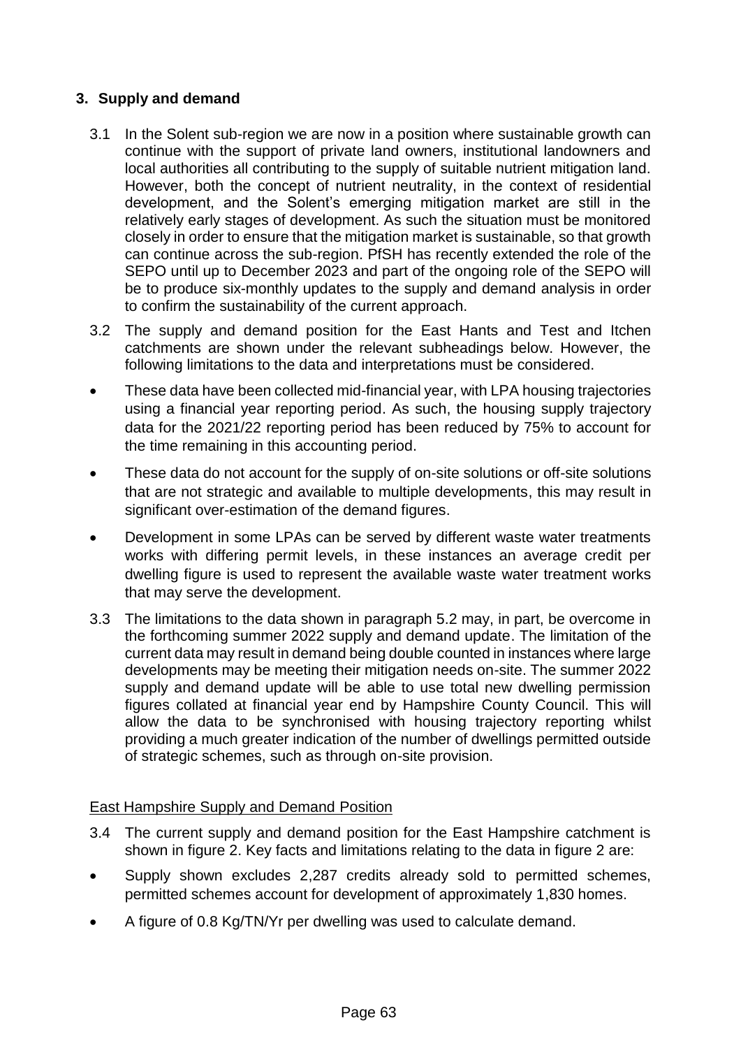## 3. Supply and demand

3.1 In the Solent sub-region we are now in a position where sustainable growth can continue with the support of private land owners, institutional landowners and local authorities all contributing to the supply of suitable nutrient mitigation land. However, both the concept of nutrient neutrality, in the context of residential development, and the Solent's emerging mitigation market are still in the relatively early stages of development. As such the situation must be monitored closely in order to ensure that the mitigation market is sustainable, so that growth can continue across the sub-region. PfSH has recently extended the role of the SEPO until up to December 2023 and part of the ongoing role of the SEPO will be to produce six-monthly updates to the supply and demand analysis in order to confirm the sustainability of the current approach.

3.2 The supply and demand position for the East Hants and Test and Itchen catchments are shown under the relevant subheadings below. However, the following limitations to the data and interpretations must be considered.

- These data have been collected mid-financial year, with LPA housing trajectories using a financial year reporting period. As such, the housing supply trajectory data for the 2021/22 reporting period has been reduced by 75% to account for the time remaining in this accounting period.
- These data do not account for the supply of on-site solutions or off-site solutions that are not strategic and available to multiple developments, this may result in significant over-estimation of the demand figures.
- Development in some LPAs can be served by different waste water treatments works with differing permit levels, in these instances an average credit per dwelling figure is used to represent the available waste water treatment works that may serve the development.

3.3 The limitations to the data shown in paragraph 5.2 may, in part, be overcome in the forthcoming summer 2022 supply and demand update. The limitation of the current data may result in demand being double counted in instances where large developments may be meeting their mitigation needs on-site. The summer 2022 supply and demand update will be able to use total new dwelling permission figures collated at financial year end by Hampshire County Council. This will allow the data to be synchronised with housing trajectory reporting whilst providing a much greater indication of the number of dwellings permitted outside of strategic schemes, such as through on-site provision.

East Hampshire Supply and Demand Position

3.4 The current supply and demand position for the East Hampshire catchment is shown in figure 2. Key facts and limitations relating to the data in figure 2 are:

- Supply shown excludes 2,287 credits already sold to permitted schemes, permitted schemes account for development of approximately 1,830 homes.
- A figure of 0.8 Kg/TN/Yr per dwelling was used to calculate demand.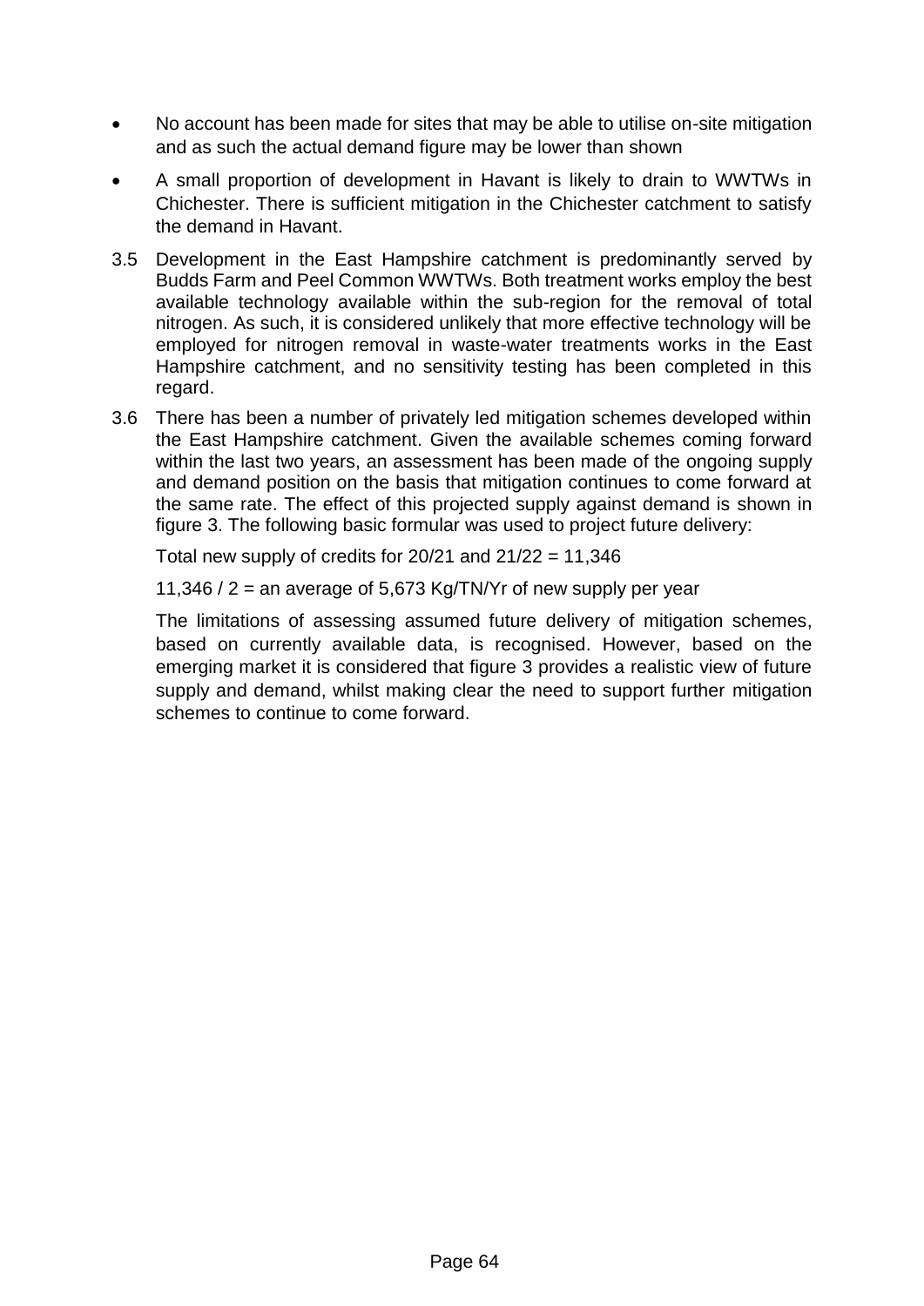- No account has been made for sites that may be able to utilise on-site mitigation and as such the actual demand figure may be lower than shown
- A small proportion of development in Havant is likely to drain to WWTWs in Chichester. There is sufficient mitigation in the Chichester catchment to satisfy the demand in Havant.

3.5 Development in the East Hampshire catchment is predominantly served by Budds Farm and Peel Common WWTWs. Both treatment works employ the best available technology available within the sub-region for the removal of total nitrogen. As such, it is considered unlikely that more effective technology will be employed for nitrogen removal in waste-water treatments works in the East Hampshire catchment, and no sensitivity testing has been completed in this regard.

3.6 There has been a number of privately led mitigation schemes developed within the East Hampshire catchment. Given the available schemes coming forward within the last two years, an assessment has been made of the ongoing supply and demand position on the basis that mitigation continues to come forward at the same rate. The effect of this projected supply against demand is shown in figure 3. The following basic formular was used to project future delivery:

Total new supply of credits for 20/21 and 21/22 = 11,346

11,346 / 2 = an average of 5,673 Kg/TN/Yr of new supply per year

The limitations of assessing assumed future delivery of mitigation schemes, based on currently available data, is recognised. However, based on the emerging market it is considered that figure 3 provides a realistic view of future supply and demand, whilst making clear the need to support further mitigation schemes to continue to come forward.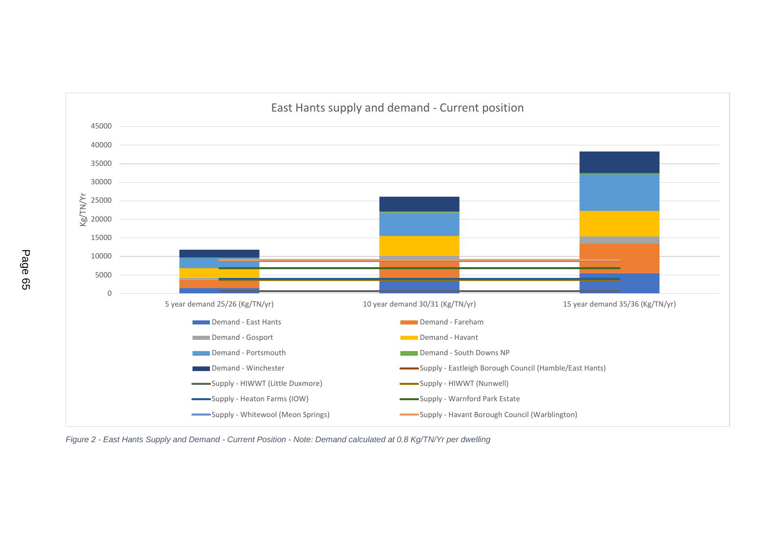East Hants supply and demand - Current position

| | 5 year demand 25/26 (Kg/TN/yr) | 10 year demand 30/31 (Kg/TN/yr) | 15 year demand 35/36 (Kg/TN/yr) |
|---|---|---|---|

Legend:

- Demand - East Hants
- Demand - Fareham
- Demand - Gosport
- Demand - Havant
- Demand - Portsmouth
- Demand - South Downs NP
- Demand - Winchester
- Supply - Eastleigh Borough Council (Hamble/East Hants)
- Supply - HIWWT (Little Duxmore)
- Supply - HIWWT (Nunwell)
- Supply - Heaton Farms (IOW)
- Supply - Warnford Park Estate
- Supply - Whitewool (Meon Springs)
- Supply - Havant Borough Council (Warblington)

Y-axis: Kg/TN/Yr (0 – 45000)

*Figure 2 - East Hants Supply and Demand - Current Position - Note: Demand calculated at 0.8 Kg/TN/Yr per dwelling*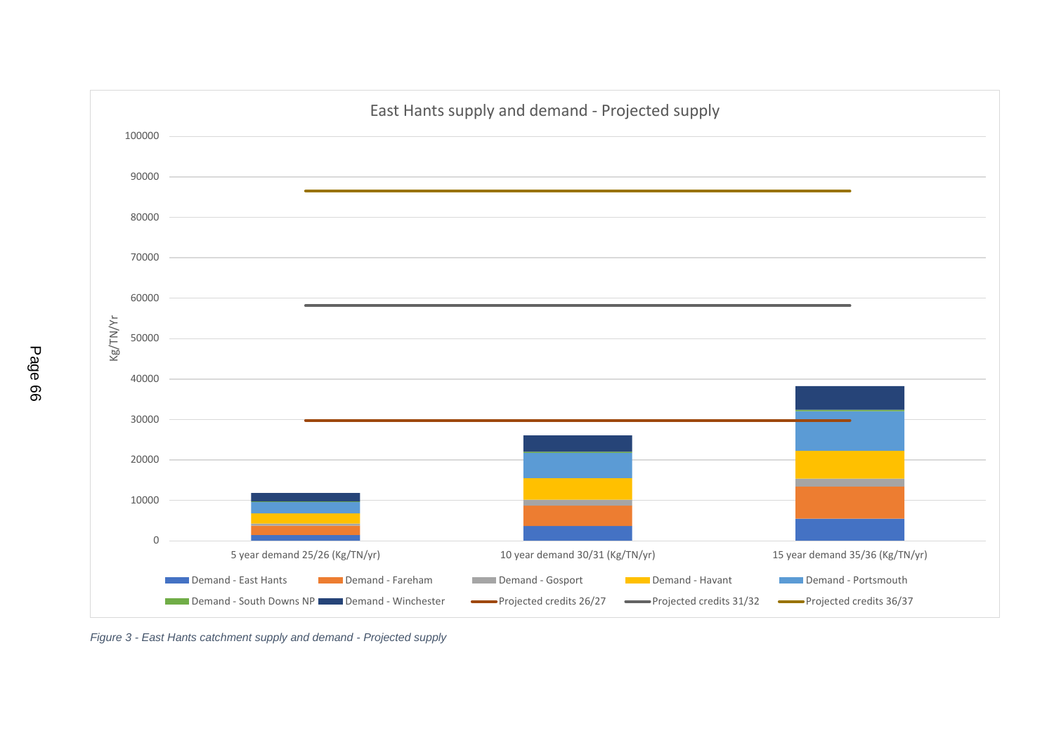Figure 3 - East Hants catchment supply and demand - Projected supply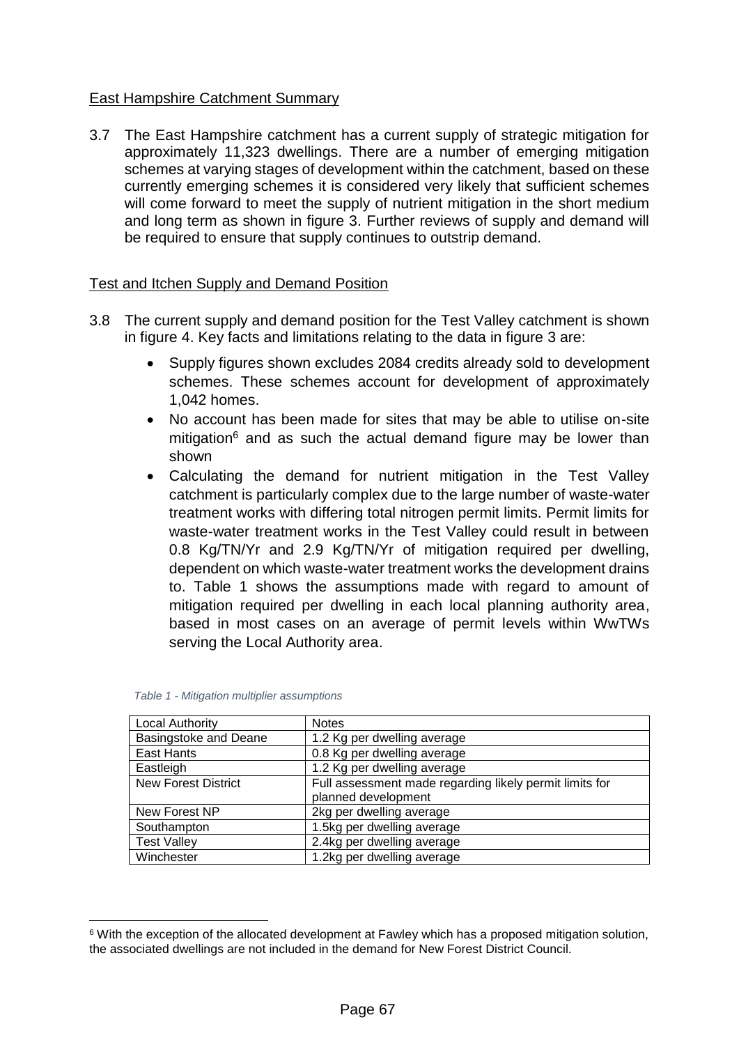East Hampshire Catchment Summary

3.7 The East Hampshire catchment has a current supply of strategic mitigation for approximately 11,323 dwellings. There are a number of emerging mitigation schemes at varying stages of development within the catchment, based on these currently emerging schemes it is considered very likely that sufficient schemes will come forward to meet the supply of nutrient mitigation in the short medium and long term as shown in figure 3. Further reviews of supply and demand will be required to ensure that supply continues to outstrip demand.

Test and Itchen Supply and Demand Position

3.8 The current supply and demand position for the Test Valley catchment is shown in figure 4. Key facts and limitations relating to the data in figure 3 are:

- Supply figures shown excludes 2084 credits already sold to development schemes. These schemes account for development of approximately 1,042 homes.
- No account has been made for sites that may be able to utilise on-site mitigation[6] and as such the actual demand figure may be lower than shown
- Calculating the demand for nutrient mitigation in the Test Valley catchment is particularly complex due to the large number of waste-water treatment works with differing total nitrogen permit limits. Permit limits for waste-water treatment works in the Test Valley could result in between 0.8 Kg/TN/Yr and 2.9 Kg/TN/Yr of mitigation required per dwelling, dependent on which waste-water treatment works the development drains to. Table 1 shows the assumptions made with regard to amount of mitigation required per dwelling in each local planning authority area, based in most cases on an average of permit levels within WwTWs serving the Local Authority area.

*Table 1 - Mitigation multiplier assumptions*

| Local Authority | Notes |
|---|---|
| Basingstoke and Deane | 1.2 Kg per dwelling average |
| East Hants | 0.8 Kg per dwelling average |
| Eastleigh | 1.2 Kg per dwelling average |
| New Forest District | Full assessment made regarding likely permit limits for planned development |
| New Forest NP | 2kg per dwelling average |
| Southampton | 1.5kg per dwelling average |
| Test Valley | 2.4kg per dwelling average |
| Winchester | 1.2kg per dwelling average |

[6] With the exception of the allocated development at Fawley which has a proposed mitigation solution, the associated dwellings are not included in the demand for New Forest District Council.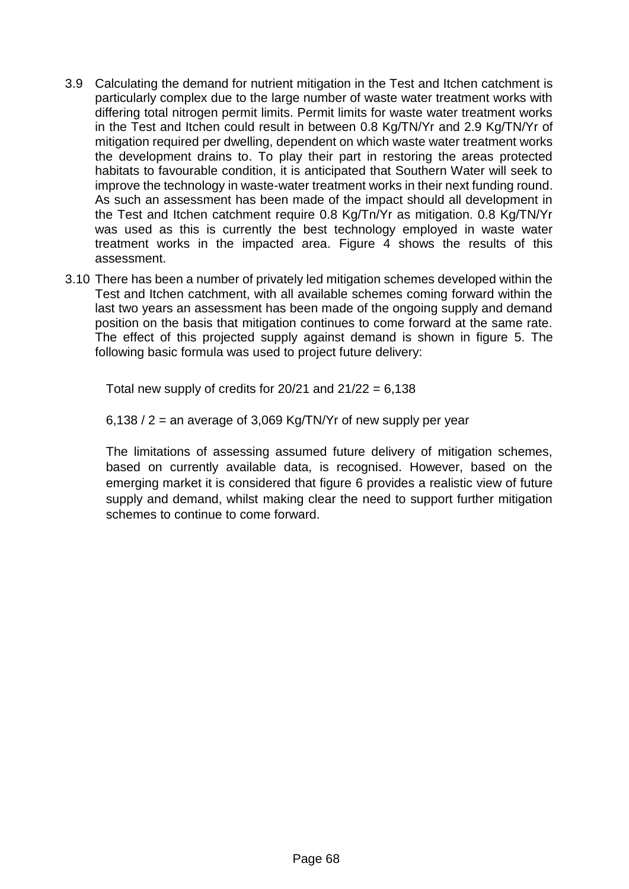3.9 Calculating the demand for nutrient mitigation in the Test and Itchen catchment is particularly complex due to the large number of waste water treatment works with differing total nitrogen permit limits. Permit limits for waste water treatment works in the Test and Itchen could result in between 0.8 Kg/TN/Yr and 2.9 Kg/TN/Yr of mitigation required per dwelling, dependent on which waste water treatment works the development drains to. To play their part in restoring the areas protected habitats to favourable condition, it is anticipated that Southern Water will seek to improve the technology in waste-water treatment works in their next funding round. As such an assessment has been made of the impact should all development in the Test and Itchen catchment require 0.8 Kg/Tn/Yr as mitigation. 0.8 Kg/TN/Yr was used as this is currently the best technology employed in waste water treatment works in the impacted area. Figure 4 shows the results of this assessment.

3.10 There has been a number of privately led mitigation schemes developed within the Test and Itchen catchment, with all available schemes coming forward within the last two years an assessment has been made of the ongoing supply and demand position on the basis that mitigation continues to come forward at the same rate. The effect of this projected supply against demand is shown in figure 5. The following basic formula was used to project future delivery:

Total new supply of credits for 20/21 and 21/22 = 6,138

6,138 / 2 = an average of 3,069 Kg/TN/Yr of new supply per year

The limitations of assessing assumed future delivery of mitigation schemes, based on currently available data, is recognised. However, based on the emerging market it is considered that figure 6 provides a realistic view of future supply and demand, whilst making clear the need to support further mitigation schemes to continue to come forward.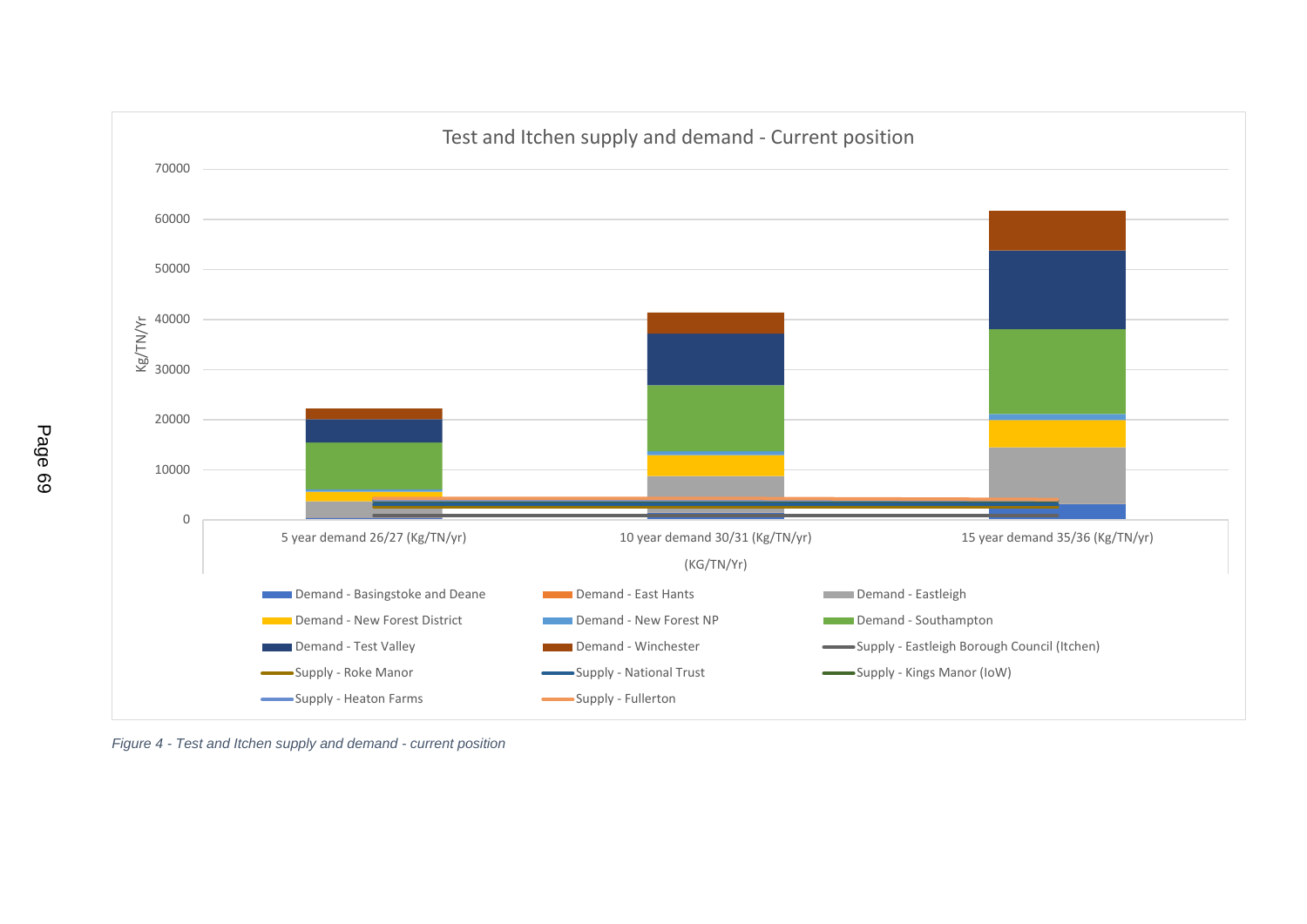Test and Itchen supply and demand - Current position

Kg/TN/Yr

70000

60000

50000

40000

30000

20000

10000

0

5 year demand 26/27 (Kg/TN/yr)

10 year demand 30/31 (Kg/TN/yr)

15 year demand 35/36 (Kg/TN/yr)

(KG/TN/Yr)

- Demand - Basingstoke and Deane
- Demand - East Hants
- Demand - Eastleigh
- Demand - New Forest District
- Demand - New Forest NP
- Demand - Southampton
- Demand - Test Valley
- Demand - Winchester
- Supply - Eastleigh Borough Council (Itchen)
- Supply - Roke Manor
- Supply - National Trust
- Supply - Kings Manor (IoW)
- Supply - Heaton Farms
- Supply - Fullerton

*Figure 4 - Test and Itchen supply and demand - current position*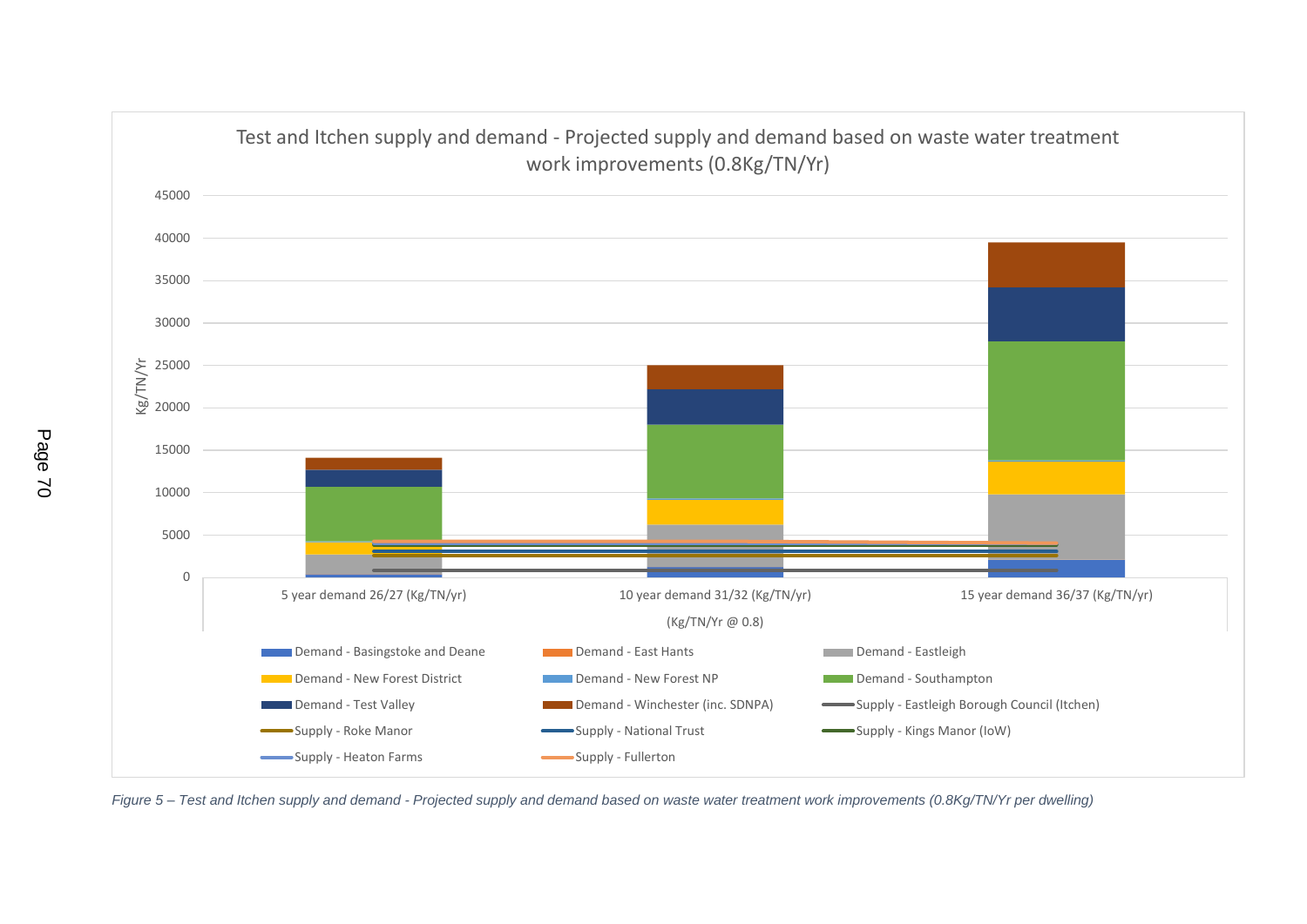Test and Itchen supply and demand - Projected supply and demand based on waste water treatment work improvements (0.8Kg/TN/Yr)

*Figure 5 – Test and Itchen supply and demand - Projected supply and demand based on waste water treatment work improvements (0.8Kg/TN/Yr per dwelling)*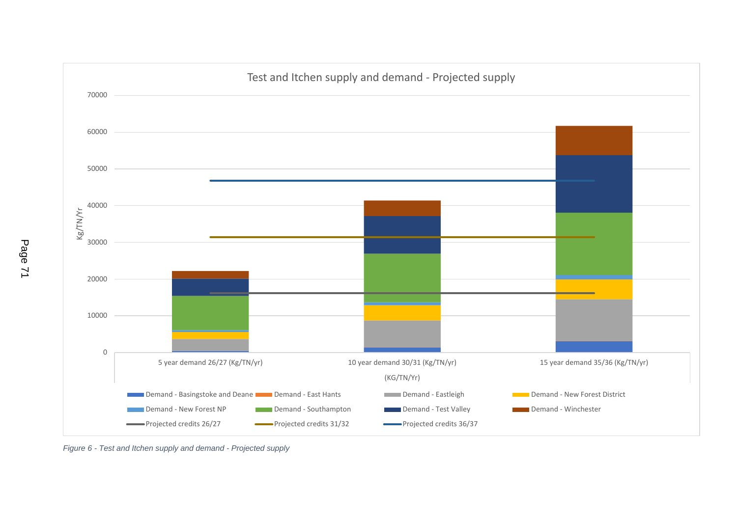Figure 6 - Test and Itchen supply and demand - Projected supply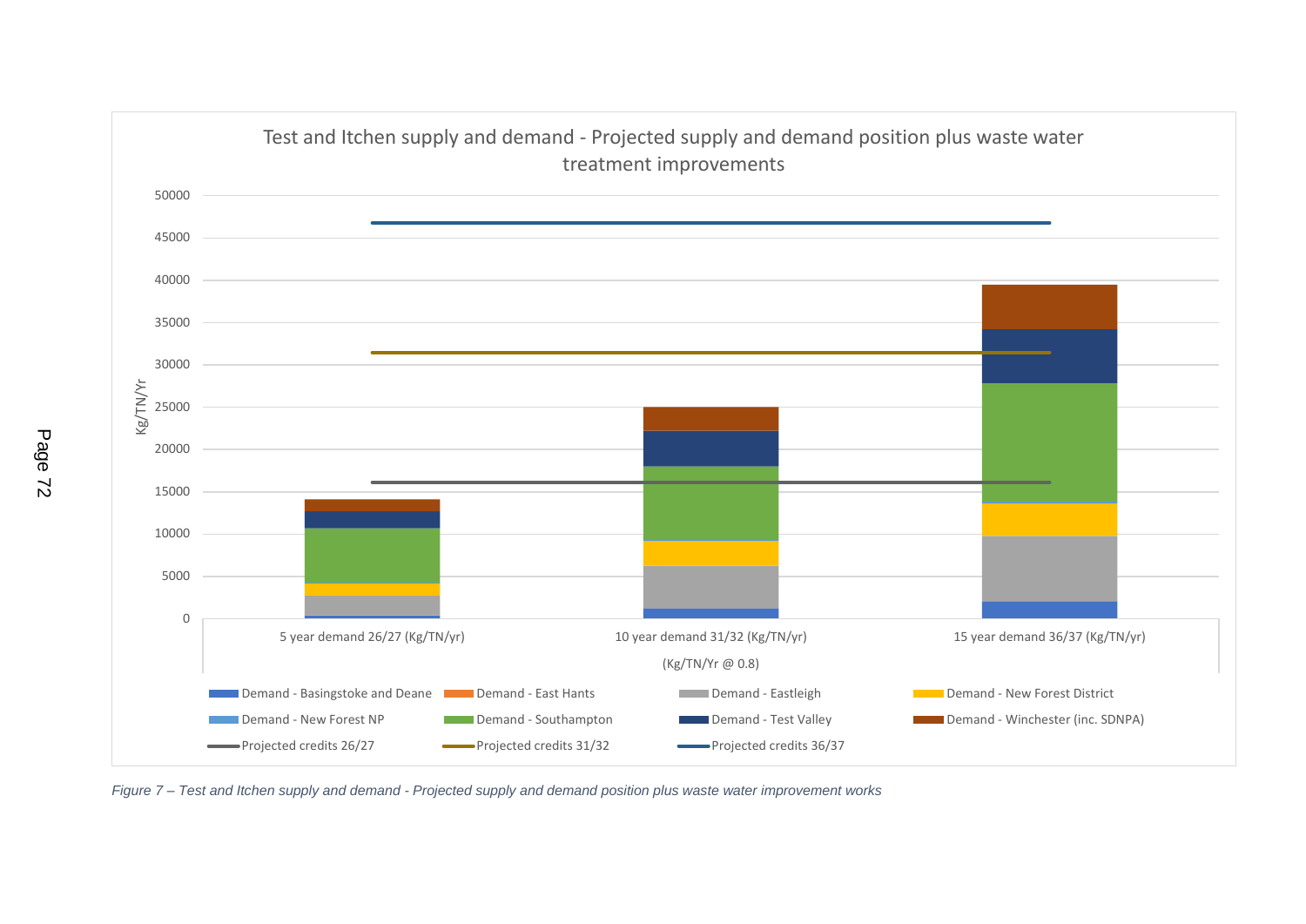Test and Itchen supply and demand - Projected supply and demand position plus waste water treatment improvements

*Figure 7 – Test and Itchen supply and demand - Projected supply and demand position plus waste water improvement works*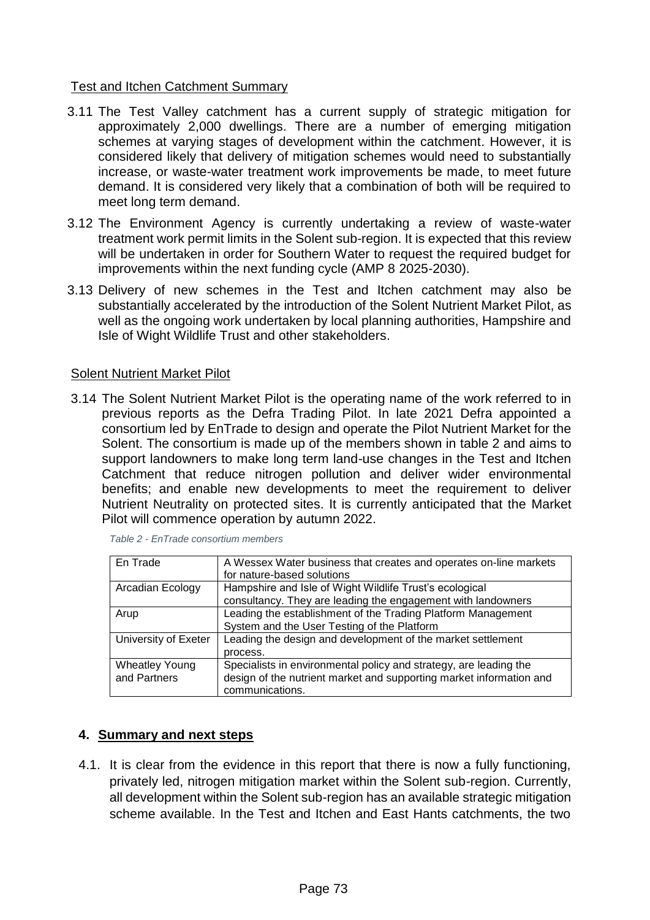Test and Itchen Catchment Summary

3.11 The Test Valley catchment has a current supply of strategic mitigation for approximately 2,000 dwellings. There are a number of emerging mitigation schemes at varying stages of development within the catchment. However, it is considered likely that delivery of mitigation schemes would need to substantially increase, or waste-water treatment work improvements be made, to meet future demand. It is considered very likely that a combination of both will be required to meet long term demand.

3.12 The Environment Agency is currently undertaking a review of waste-water treatment work permit limits in the Solent sub-region. It is expected that this review will be undertaken in order for Southern Water to request the required budget for improvements within the next funding cycle (AMP 8 2025-2030).

3.13 Delivery of new schemes in the Test and Itchen catchment may also be substantially accelerated by the introduction of the Solent Nutrient Market Pilot, as well as the ongoing work undertaken by local planning authorities, Hampshire and Isle of Wight Wildlife Trust and other stakeholders.

Solent Nutrient Market Pilot

3.14 The Solent Nutrient Market Pilot is the operating name of the work referred to in previous reports as the Defra Trading Pilot. In late 2021 Defra appointed a consortium led by EnTrade to design and operate the Pilot Nutrient Market for the Solent. The consortium is made up of the members shown in table 2 and aims to support landowners to make long term land-use changes in the Test and Itchen Catchment that reduce nitrogen pollution and deliver wider environmental benefits; and enable new developments to meet the requirement to deliver Nutrient Neutrality on protected sites. It is currently anticipated that the Market Pilot will commence operation by autumn 2022.

*Table 2 - EnTrade consortium members*

| | |
|---|---|
| En Trade | A Wessex Water business that creates and operates on-line markets for nature-based solutions |
| Arcadian Ecology | Hampshire and Isle of Wight Wildlife Trust's ecological consultancy. They are leading the engagement with landowners |
| Arup | Leading the establishment of the Trading Platform Management System and the User Testing of the Platform |
| University of Exeter | Leading the design and development of the market settlement process. |
| Wheatley Young and Partners | Specialists in environmental policy and strategy, are leading the design of the nutrient market and supporting market information and communications. |

## 4. Summary and next steps

4.1. It is clear from the evidence in this report that there is now a fully functioning, privately led, nitrogen mitigation market within the Solent sub-region. Currently, all development within the Solent sub-region has an available strategic mitigation scheme available. In the Test and Itchen and East Hants catchments, the two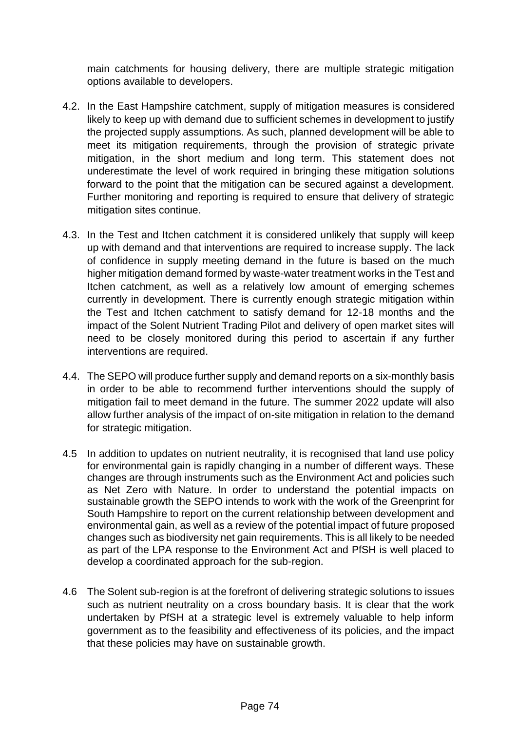main catchments for housing delivery, there are multiple strategic mitigation options available to developers.

4.2. In the East Hampshire catchment, supply of mitigation measures is considered likely to keep up with demand due to sufficient schemes in development to justify the projected supply assumptions. As such, planned development will be able to meet its mitigation requirements, through the provision of strategic private mitigation, in the short medium and long term. This statement does not underestimate the level of work required in bringing these mitigation solutions forward to the point that the mitigation can be secured against a development. Further monitoring and reporting is required to ensure that delivery of strategic mitigation sites continue.

4.3. In the Test and Itchen catchment it is considered unlikely that supply will keep up with demand and that interventions are required to increase supply. The lack of confidence in supply meeting demand in the future is based on the much higher mitigation demand formed by waste-water treatment works in the Test and Itchen catchment, as well as a relatively low amount of emerging schemes currently in development. There is currently enough strategic mitigation within the Test and Itchen catchment to satisfy demand for 12-18 months and the impact of the Solent Nutrient Trading Pilot and delivery of open market sites will need to be closely monitored during this period to ascertain if any further interventions are required.

4.4. The SEPO will produce further supply and demand reports on a six-monthly basis in order to be able to recommend further interventions should the supply of mitigation fail to meet demand in the future. The summer 2022 update will also allow further analysis of the impact of on-site mitigation in relation to the demand for strategic mitigation.

4.5 In addition to updates on nutrient neutrality, it is recognised that land use policy for environmental gain is rapidly changing in a number of different ways. These changes are through instruments such as the Environment Act and policies such as Net Zero with Nature. In order to understand the potential impacts on sustainable growth the SEPO intends to work with the work of the Greenprint for South Hampshire to report on the current relationship between development and environmental gain, as well as a review of the potential impact of future proposed changes such as biodiversity net gain requirements. This is all likely to be needed as part of the LPA response to the Environment Act and PfSH is well placed to develop a coordinated approach for the sub-region.

4.6 The Solent sub-region is at the forefront of delivering strategic solutions to issues such as nutrient neutrality on a cross boundary basis. It is clear that the work undertaken by PfSH at a strategic level is extremely valuable to help inform government as to the feasibility and effectiveness of its policies, and the impact that these policies may have on sustainable growth.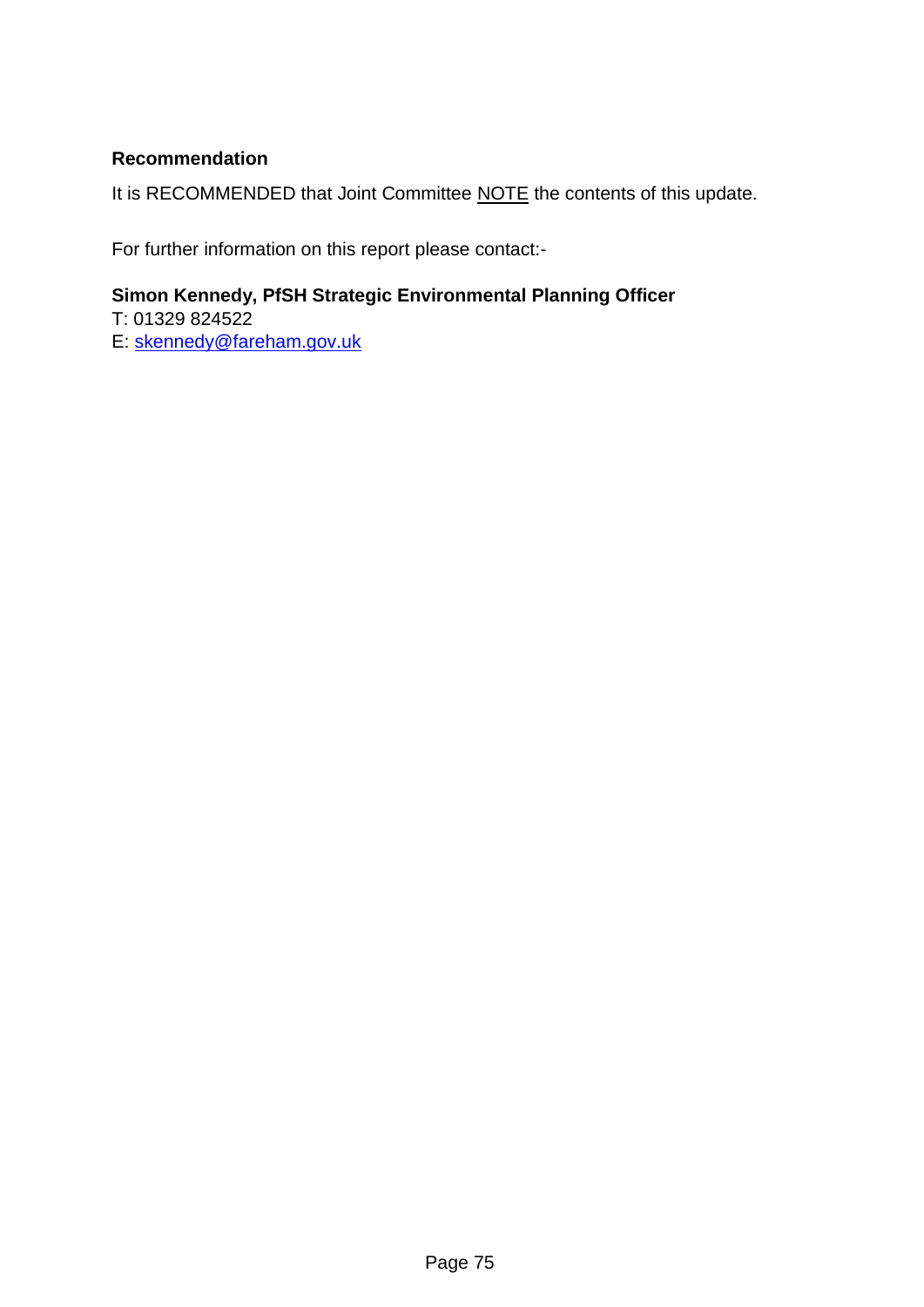**Recommendation**

It is RECOMMENDED that Joint Committee NOTE the contents of this update.

For further information on this report please contact:-

**Simon Kennedy, PfSH Strategic Environmental Planning Officer**
T: 01329 824522
E: skennedy@fareham.gov.uk